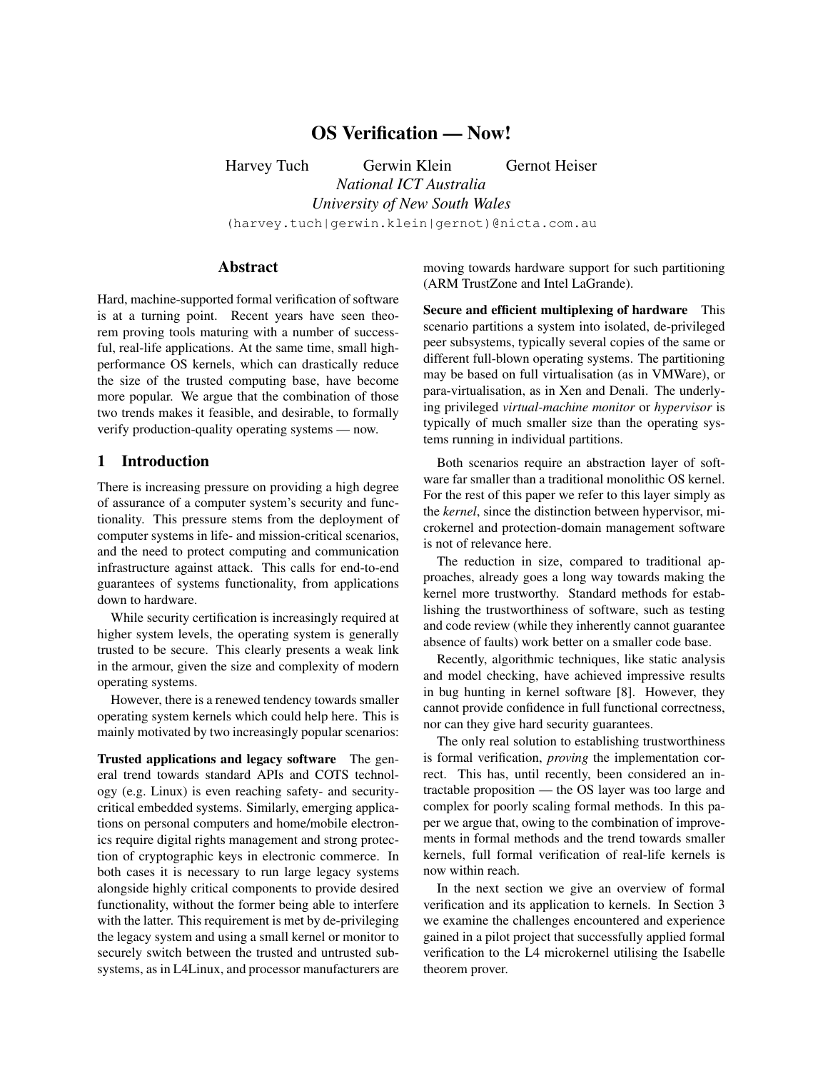# OS Verification — Now!

Harvey Tuch Gerwin Klein Gernot Heiser

*National ICT Australia*

*University of New South Wales*

(harvey.tuch|gerwin.klein|gernot)@nicta.com.au

## Abstract

Hard, machine-supported formal verification of software is at a turning point. Recent years have seen theorem proving tools maturing with a number of successful, real-life applications. At the same time, small high-performance OS kernels, which can drastically reduce the size of the trusted computing base, have become more popular. We argue that the combination of those two trends makes it feasible, and desirable, to formally verify production-quality operating systems — now.

## 1 Introduction

There is increasing pressure on providing a high degree of assurance of a computer system's security and functionality. This pressure stems from the deployment of computer systems in life- and mission-critical scenarios, and the need to protect computing and communication infrastructure against attack. This calls for end-to-end guarantees of systems functionality, from applications down to hardware.

While security certification is increasingly required at higher system levels, the operating system is generally trusted to be secure. This clearly presents a weak link in the armour, given the size and complexity of modern operating systems.

However, there is a renewed tendency towards smaller operating system kernels which could help here. This is mainly motivated by two increasingly popular scenarios:

**Trusted applications and legacy software** The general trend towards standard APIs and COTS technology (e.g. Linux) is even reaching safety- and security-critical embedded systems. Similarly, emerging applications on personal computers and home/mobile electronics require digital rights management and strong protection of cryptographic keys in electronic commerce. In both cases it is necessary to run large legacy systems alongside highly critical components to provide desired functionality, without the former being able to interfere with the latter. This requirement is met by de-privileging the legacy system and using a small kernel or monitor to securely switch between the trusted and untrusted subsystems, as in L4Linux, and processor manufacturers are moving towards hardware support for such partitioning (ARM TrustZone and Intel LaGrande).

**Secure and efficient multiplexing of hardware** This scenario partitions a system into isolated, de-privileged peer subsystems, typically several copies of the same or different full-blown operating systems. The partitioning may be based on full virtualisation (as in VMWare), or para-virtualisation, as in Xen and Denali. The underlying privileged *virtual-machine monitor* or *hypervisor* is typically of much smaller size than the operating systems running in individual partitions.

Both scenarios require an abstraction layer of software far smaller than a traditional monolithic OS kernel. For the rest of this paper we refer to this layer simply as the *kernel*, since the distinction between hypervisor, microkernel and protection-domain management software is not of relevance here.

The reduction in size, compared to traditional approaches, already goes a long way towards making the kernel more trustworthy. Standard methods for establishing the trustworthiness of software, such as testing and code review (while they inherently cannot guarantee absence of faults) work better on a smaller code base.

Recently, algorithmic techniques, like static analysis and model checking, have achieved impressive results in bug hunting in kernel software [8]. However, they cannot provide confidence in full functional correctness, nor can they give hard security guarantees.

The only real solution to establishing trustworthiness is formal verification, *proving* the implementation correct. This has, until recently, been considered an intractable proposition — the OS layer was too large and complex for poorly scaling formal methods. In this paper we argue that, owing to the combination of improvements in formal methods and the trend towards smaller kernels, full formal verification of real-life kernels is now within reach.

In the next section we give an overview of formal verification and its application to kernels. In Section 3 we examine the challenges encountered and experience gained in a pilot project that successfully applied formal verification to the L4 microkernel utilising the Isabelle theorem prover.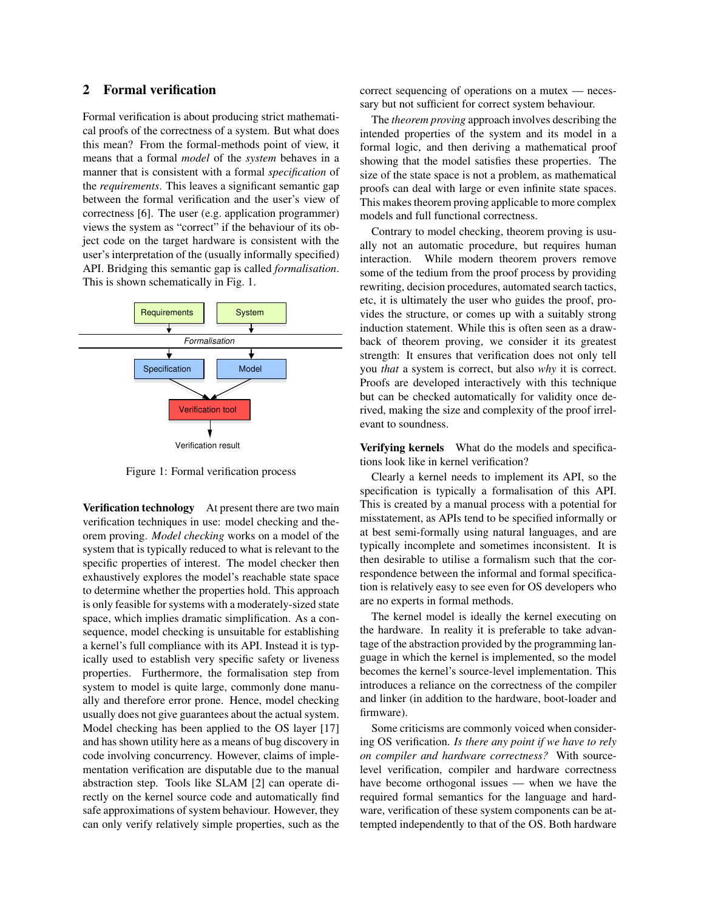## 2 Formal verification

Formal verification is about producing strict mathematical proofs of the correctness of a system. But what does this mean? From the formal-methods point of view, it means that a formal *model* of the *system* behaves in a manner that is consistent with a formal *specification* of the *requirements*. This leaves a significant semantic gap between the formal verification and the user's view of correctness [6]. The user (e.g. application programmer) views the system as "correct" if the behaviour of its object code on the target hardware is consistent with the user's interpretation of the (usually informally specified) API. Bridging this semantic gap is called *formalisation*. This is shown schematically in Fig. 1.

Requirements System

*Formalisation*

Specification Model

Verification tool

Verification result

Figure 1: Formal verification process

**Verification technology** At present there are two main verification techniques in use: model checking and theorem proving. *Model checking* works on a model of the system that is typically reduced to what is relevant to the specific properties of interest. The model checker then exhaustively explores the model's reachable state space to determine whether the properties hold. This approach is only feasible for systems with a moderately-sized state space, which implies dramatic simplification. As a consequence, model checking is unsuitable for establishing a kernel's full compliance with its API. Instead it is typically used to establish very specific safety or liveness properties. Furthermore, the formalisation step from system to model is quite large, commonly done manually and therefore error prone. Hence, model checking usually does not give guarantees about the actual system. Model checking has been applied to the OS layer [17] and has shown utility here as a means of bug discovery in code involving concurrency. However, claims of implementation verification are disputable due to the manual abstraction step. Tools like SLAM [2] can operate directly on the kernel source code and automatically find safe approximations of system behaviour. However, they can only verify relatively simple properties, such as the correct sequencing of operations on a mutex — necessary but not sufficient for correct system behaviour.

The *theorem proving* approach involves describing the intended properties of the system and its model in a formal logic, and then deriving a mathematical proof showing that the model satisfies these properties. The size of the state space is not a problem, as mathematical proofs can deal with large or even infinite state spaces. This makes theorem proving applicable to more complex models and full functional correctness.

Contrary to model checking, theorem proving is usually not an automatic procedure, but requires human interaction. While modern theorem provers remove some of the tedium from the proof process by providing rewriting, decision procedures, automated search tactics, etc, it is ultimately the user who guides the proof, provides the structure, or comes up with a suitably strong induction statement. While this is often seen as a drawback of theorem proving, we consider it its greatest strength: It ensures that verification does not only tell you *that* a system is correct, but also *why* it is correct. Proofs are developed interactively with this technique but can be checked automatically for validity once derived, making the size and complexity of the proof irrelevant to soundness.

**Verifying kernels** What do the models and specifications look like in kernel verification?

Clearly a kernel needs to implement its API, so the specification is typically a formalisation of this API. This is created by a manual process with a potential for misstatement, as APIs tend to be specified informally or at best semi-formally using natural languages, and are typically incomplete and sometimes inconsistent. It is then desirable to utilise a formalism such that the correspondence between the informal and formal specification is relatively easy to see even for OS developers who are no experts in formal methods.

The kernel model is ideally the kernel executing on the hardware. In reality it is preferable to take advantage of the abstraction provided by the programming language in which the kernel is implemented, so the model becomes the kernel's source-level implementation. This introduces a reliance on the correctness of the compiler and linker (in addition to the hardware, boot-loader and firmware).

Some criticisms are commonly voiced when considering OS verification. *Is there any point if we have to rely on compiler and hardware correctness?* With source-level verification, compiler and hardware correctness have become orthogonal issues — when we have the required formal semantics for the language and hardware, verification of these system components can be attempted independently to that of the OS. Both hardware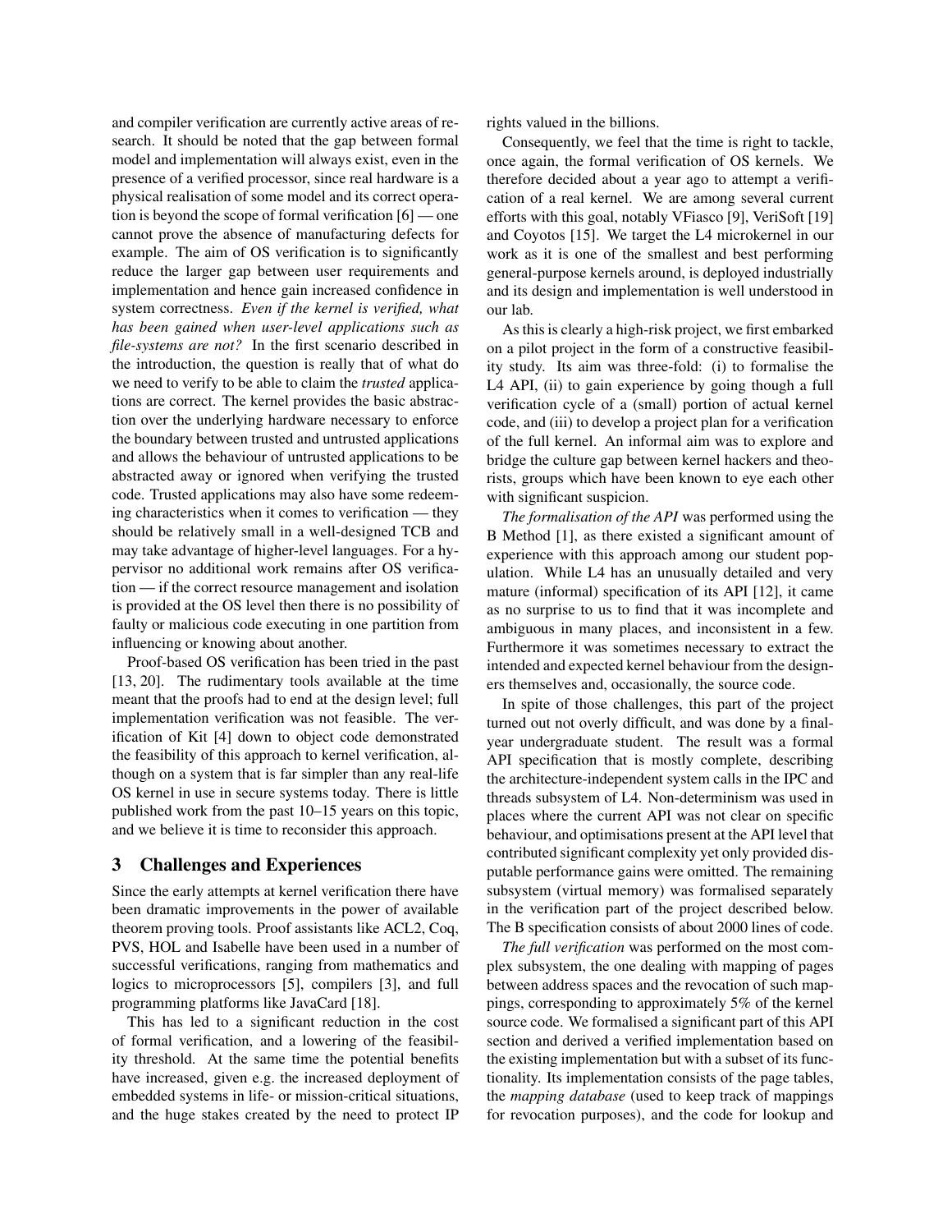and compiler verification are currently active areas of research. It should be noted that the gap between formal model and implementation will always exist, even in the presence of a verified processor, since real hardware is a physical realisation of some model and its correct operation is beyond the scope of formal verification [6] — one cannot prove the absence of manufacturing defects for example. The aim of OS verification is to significantly reduce the larger gap between user requirements and implementation and hence gain increased confidence in system correctness. *Even if the kernel is verified, what has been gained when user-level applications such as file-systems are not?* In the first scenario described in the introduction, the question is really that of what do we need to verify to be able to claim the *trusted* applications are correct. The kernel provides the basic abstraction over the underlying hardware necessary to enforce the boundary between trusted and untrusted applications and allows the behaviour of untrusted applications to be abstracted away or ignored when verifying the trusted code. Trusted applications may also have some redeeming characteristics when it comes to verification — they should be relatively small in a well-designed TCB and may take advantage of higher-level languages. For a hypervisor no additional work remains after OS verification — if the correct resource management and isolation is provided at the OS level then there is no possibility of faulty or malicious code executing in one partition from influencing or knowing about another.

Proof-based OS verification has been tried in the past [13, 20]. The rudimentary tools available at the time meant that the proofs had to end at the design level; full implementation verification was not feasible. The verification of Kit [4] down to object code demonstrated the feasibility of this approach to kernel verification, although on a system that is far simpler than any real-life OS kernel in use in secure systems today. There is little published work from the past 10–15 years on this topic, and we believe it is time to reconsider this approach.

## 3 Challenges and Experiences

Since the early attempts at kernel verification there have been dramatic improvements in the power of available theorem proving tools. Proof assistants like ACL2, Coq, PVS, HOL and Isabelle have been used in a number of successful verifications, ranging from mathematics and logics to microprocessors [5], compilers [3], and full programming platforms like JavaCard [18].

This has led to a significant reduction in the cost of formal verification, and a lowering of the feasibility threshold. At the same time the potential benefits have increased, given e.g. the increased deployment of embedded systems in life- or mission-critical situations, and the huge stakes created by the need to protect IP rights valued in the billions.

Consequently, we feel that the time is right to tackle, once again, the formal verification of OS kernels. We therefore decided about a year ago to attempt a verification of a real kernel. We are among several current efforts with this goal, notably VFiasco [9], VeriSoft [19] and Coyotos [15]. We target the L4 microkernel in our work as it is one of the smallest and best performing general-purpose kernels around, is deployed industrially and its design and implementation is well understood in our lab.

As this is clearly a high-risk project, we first embarked on a pilot project in the form of a constructive feasibility study. Its aim was three-fold: (i) to formalise the L4 API, (ii) to gain experience by going though a full verification cycle of a (small) portion of actual kernel code, and (iii) to develop a project plan for a verification of the full kernel. An informal aim was to explore and bridge the culture gap between kernel hackers and theorists, groups which have been known to eye each other with significant suspicion.

*The formalisation of the API* was performed using the B Method [1], as there existed a significant amount of experience with this approach among our student population. While L4 has an unusually detailed and very mature (informal) specification of its API [12], it came as no surprise to us to find that it was incomplete and ambiguous in many places, and inconsistent in a few. Furthermore it was sometimes necessary to extract the intended and expected kernel behaviour from the designers themselves and, occasionally, the source code.

In spite of those challenges, this part of the project turned out not overly difficult, and was done by a final-year undergraduate student. The result was a formal API specification that is mostly complete, describing the architecture-independent system calls in the IPC and threads subsystem of L4. Non-determinism was used in places where the current API was not clear on specific behaviour, and optimisations present at the API level that contributed significant complexity yet only provided disputable performance gains were omitted. The remaining subsystem (virtual memory) was formalised separately in the verification part of the project described below. The B specification consists of about 2000 lines of code.

*The full verification* was performed on the most complex subsystem, the one dealing with mapping of pages between address spaces and the revocation of such mappings, corresponding to approximately 5% of the kernel source code. We formalised a significant part of this API section and derived a verified implementation based on the existing implementation but with a subset of its functionality. Its implementation consists of the page tables, the *mapping database* (used to keep track of mappings for revocation purposes), and the code for lookup and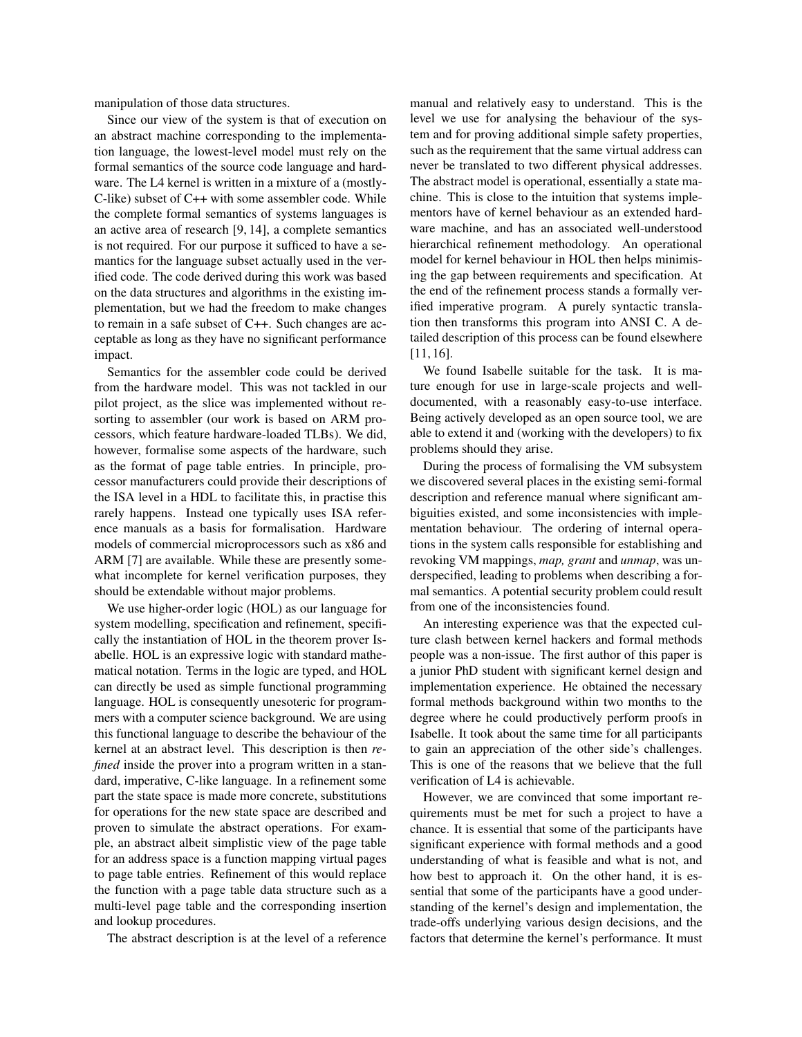manipulation of those data structures.

Since our view of the system is that of execution on an abstract machine corresponding to the implementation language, the lowest-level model must rely on the formal semantics of the source code language and hardware. The L4 kernel is written in a mixture of a (mostly-C-like) subset of C++ with some assembler code. While the complete formal semantics of systems languages is an active area of research [9, 14], a complete semantics is not required. For our purpose it sufficed to have a semantics for the language subset actually used in the verified code. The code derived during this work was based on the data structures and algorithms in the existing implementation, but we had the freedom to make changes to remain in a safe subset of C++. Such changes are acceptable as long as they have no significant performance impact.

Semantics for the assembler code could be derived from the hardware model. This was not tackled in our pilot project, as the slice was implemented without resorting to assembler (our work is based on ARM processors, which feature hardware-loaded TLBs). We did, however, formalise some aspects of the hardware, such as the format of page table entries. In principle, processor manufacturers could provide their descriptions of the ISA level in a HDL to facilitate this, in practise this rarely happens. Instead one typically uses ISA reference manuals as a basis for formalisation. Hardware models of commercial microprocessors such as x86 and ARM [7] are available. While these are presently somewhat incomplete for kernel verification purposes, they should be extendable without major problems.

We use higher-order logic (HOL) as our language for system modelling, specification and refinement, specifically the instantiation of HOL in the theorem prover Isabelle. HOL is an expressive logic with standard mathematical notation. Terms in the logic are typed, and HOL can directly be used as simple functional programming language. HOL is consequently unesoteric for programmers with a computer science background. We are using this functional language to describe the behaviour of the kernel at an abstract level. This description is then *refined* inside the prover into a program written in a standard, imperative, C-like language. In a refinement some part the state space is made more concrete, substitutions for operations for the new state space are described and proven to simulate the abstract operations. For example, an abstract albeit simplistic view of the page table for an address space is a function mapping virtual pages to page table entries. Refinement of this would replace the function with a page table data structure such as a multi-level page table and the corresponding insertion and lookup procedures.

The abstract description is at the level of a reference manual and relatively easy to understand. This is the level we use for analysing the behaviour of the system and for proving additional simple safety properties, such as the requirement that the same virtual address can never be translated to two different physical addresses. The abstract model is operational, essentially a state machine. This is close to the intuition that systems implementors have of kernel behaviour as an extended hardware machine, and has an associated well-understood hierarchical refinement methodology. An operational model for kernel behaviour in HOL then helps minimising the gap between requirements and specification. At the end of the refinement process stands a formally verified imperative program. A purely syntactic translation then transforms this program into ANSI C. A detailed description of this process can be found elsewhere [11, 16].

We found Isabelle suitable for the task. It is mature enough for use in large-scale projects and well-documented, with a reasonably easy-to-use interface. Being actively developed as an open source tool, we are able to extend it and (working with the developers) to fix problems should they arise.

During the process of formalising the VM subsystem we discovered several places in the existing semi-formal description and reference manual where significant ambiguities existed, and some inconsistencies with implementation behaviour. The ordering of internal operations in the system calls responsible for establishing and revoking VM mappings, *map, grant* and *unmap*, was underspecified, leading to problems when describing a formal semantics. A potential security problem could result from one of the inconsistencies found.

An interesting experience was that the expected culture clash between kernel hackers and formal methods people was a non-issue. The first author of this paper is a junior PhD student with significant kernel design and implementation experience. He obtained the necessary formal methods background within two months to the degree where he could productively perform proofs in Isabelle. It took about the same time for all participants to gain an appreciation of the other side's challenges. This is one of the reasons that we believe that the full verification of L4 is achievable.

However, we are convinced that some important requirements must be met for such a project to have a chance. It is essential that some of the participants have significant experience with formal methods and a good understanding of what is feasible and what is not, and how best to approach it. On the other hand, it is essential that some of the participants have a good understanding of the kernel's design and implementation, the trade-offs underlying various design decisions, and the factors that determine the kernel's performance. It must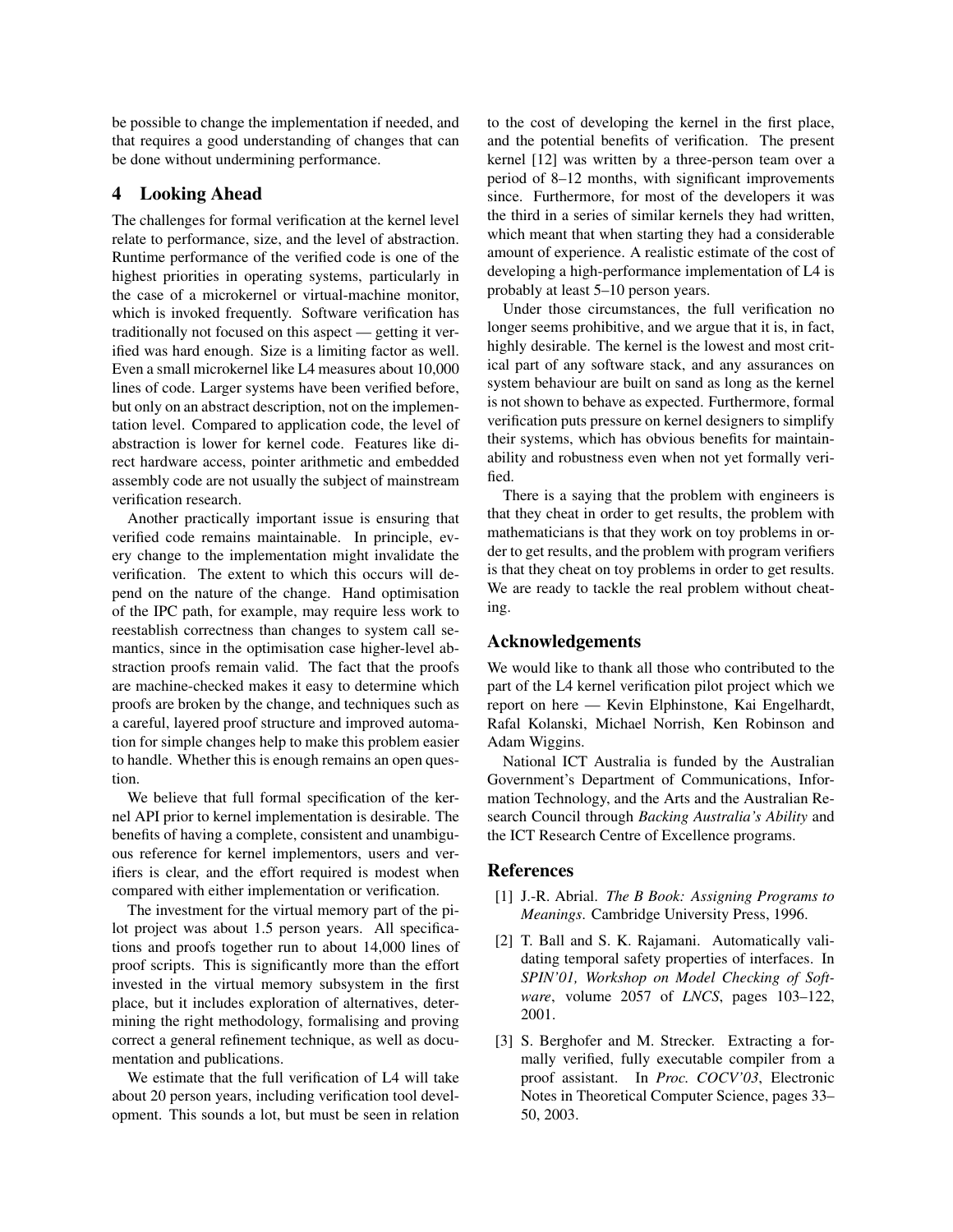be possible to change the implementation if needed, and that requires a good understanding of changes that can be done without undermining performance.

## 4 Looking Ahead

The challenges for formal verification at the kernel level relate to performance, size, and the level of abstraction. Runtime performance of the verified code is one of the highest priorities in operating systems, particularly in the case of a microkernel or virtual-machine monitor, which is invoked frequently. Software verification has traditionally not focused on this aspect — getting it verified was hard enough. Size is a limiting factor as well. Even a small microkernel like L4 measures about 10,000 lines of code. Larger systems have been verified before, but only on an abstract description, not on the implementation level. Compared to application code, the level of abstraction is lower for kernel code. Features like direct hardware access, pointer arithmetic and embedded assembly code are not usually the subject of mainstream verification research.

Another practically important issue is ensuring that verified code remains maintainable. In principle, every change to the implementation might invalidate the verification. The extent to which this occurs will depend on the nature of the change. Hand optimisation of the IPC path, for example, may require less work to reestablish correctness than changes to system call semantics, since in the optimisation case higher-level abstraction proofs remain valid. The fact that the proofs are machine-checked makes it easy to determine which proofs are broken by the change, and techniques such as a careful, layered proof structure and improved automation for simple changes help to make this problem easier to handle. Whether this is enough remains an open question.

We believe that full formal specification of the kernel API prior to kernel implementation is desirable. The benefits of having a complete, consistent and unambiguous reference for kernel implementors, users and verifiers is clear, and the effort required is modest when compared with either implementation or verification.

The investment for the virtual memory part of the pilot project was about 1.5 person years. All specifications and proofs together run to about 14,000 lines of proof scripts. This is significantly more than the effort invested in the virtual memory subsystem in the first place, but it includes exploration of alternatives, determining the right methodology, formalising and proving correct a general refinement technique, as well as documentation and publications.

We estimate that the full verification of L4 will take about 20 person years, including verification tool development. This sounds a lot, but must be seen in relation to the cost of developing the kernel in the first place, and the potential benefits of verification. The present kernel [12] was written by a three-person team over a period of 8–12 months, with significant improvements since. Furthermore, for most of the developers it was the third in a series of similar kernels they had written, which meant that when starting they had a considerable amount of experience. A realistic estimate of the cost of developing a high-performance implementation of L4 is probably at least 5–10 person years.

Under those circumstances, the full verification no longer seems prohibitive, and we argue that it is, in fact, highly desirable. The kernel is the lowest and most critical part of any software stack, and any assurances on system behaviour are built on sand as long as the kernel is not shown to behave as expected. Furthermore, formal verification puts pressure on kernel designers to simplify their systems, which has obvious benefits for maintainability and robustness even when not yet formally verified.

There is a saying that the problem with engineers is that they cheat in order to get results, the problem with mathematicians is that they work on toy problems in order to get results, and the problem with program verifiers is that they cheat on toy problems in order to get results. We are ready to tackle the real problem without cheating.

## Acknowledgements

We would like to thank all those who contributed to the part of the L4 kernel verification pilot project which we report on here — Kevin Elphinstone, Kai Engelhardt, Rafal Kolanski, Michael Norrish, Ken Robinson and Adam Wiggins.

National ICT Australia is funded by the Australian Government's Department of Communications, Information Technology, and the Arts and the Australian Research Council through *Backing Australia's Ability* and the ICT Research Centre of Excellence programs.

## References

[1] J.-R. Abrial. *The B Book: Assigning Programs to Meanings*. Cambridge University Press, 1996.

[2] T. Ball and S. K. Rajamani. Automatically validating temporal safety properties of interfaces. In *SPIN'01, Workshop on Model Checking of Software*, volume 2057 of *LNCS*, pages 103–122, 2001.

[3] S. Berghofer and M. Strecker. Extracting a formally verified, fully executable compiler from a proof assistant. In *Proc. COCV'03*, Electronic Notes in Theoretical Computer Science, pages 33–50, 2003.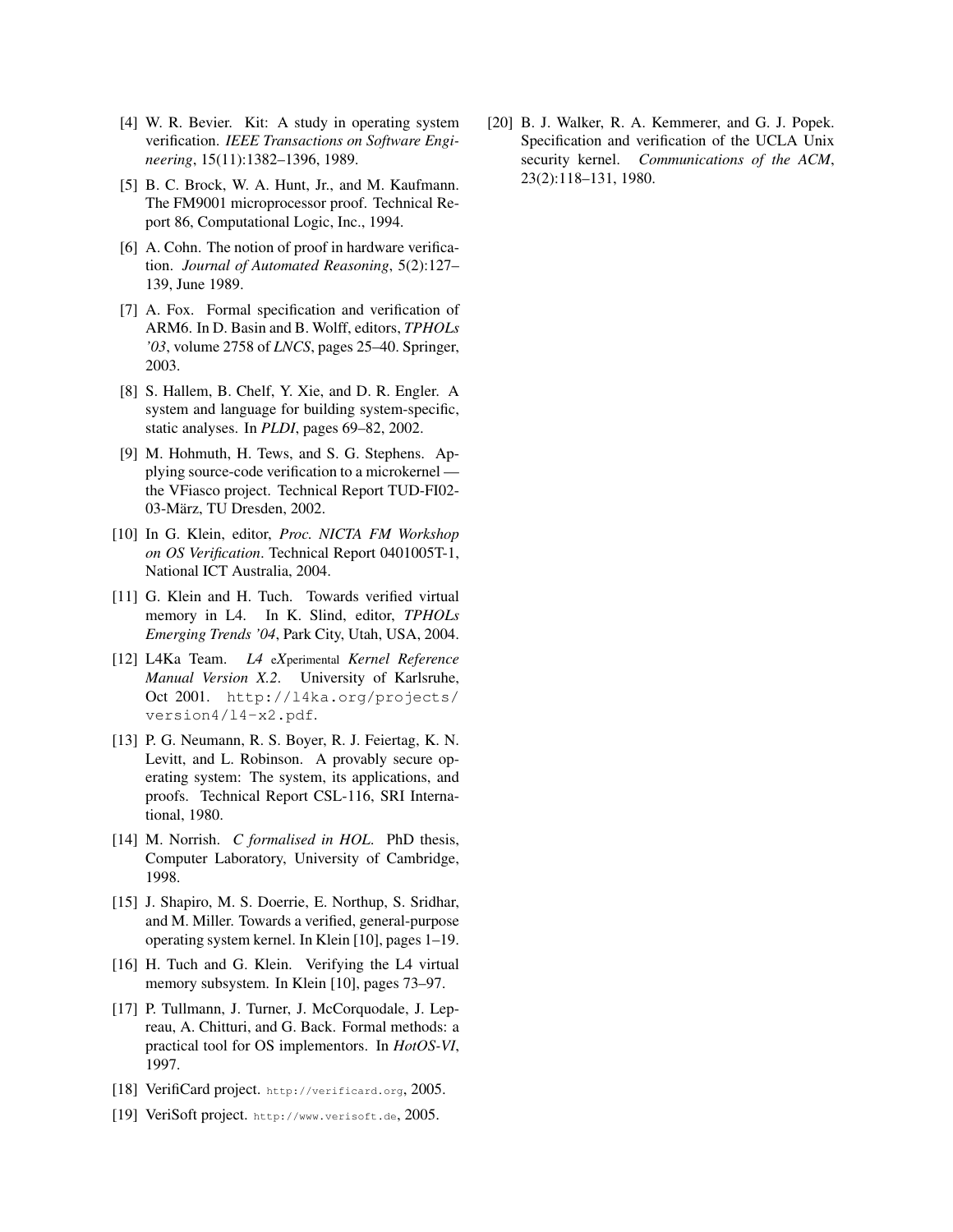[4] W. R. Bevier. Kit: A study in operating system verification. *IEEE Transactions on Software Engineering*, 15(11):1382–1396, 1989.

[5] B. C. Brock, W. A. Hunt, Jr., and M. Kaufmann. The FM9001 microprocessor proof. Technical Report 86, Computational Logic, Inc., 1994.

[6] A. Cohn. The notion of proof in hardware verification. *Journal of Automated Reasoning*, 5(2):127–139, June 1989.

[7] A. Fox. Formal specification and verification of ARM6. In D. Basin and B. Wolff, editors, *TPHOLs '03*, volume 2758 of *LNCS*, pages 25–40. Springer, 2003.

[8] S. Hallem, B. Chelf, Y. Xie, and D. R. Engler. A system and language for building system-specific, static analyses. In *PLDI*, pages 69–82, 2002.

[9] M. Hohmuth, H. Tews, and S. G. Stephens. Applying source-code verification to a microkernel — the VFiasco project. Technical Report TUD-FI02-03-März, TU Dresden, 2002.

[10] In G. Klein, editor, *Proc. NICTA FM Workshop on OS Verification*. Technical Report 0401005T-1, National ICT Australia, 2004.

[11] G. Klein and H. Tuch. Towards verified virtual memory in L4. In K. Slind, editor, *TPHOLs Emerging Trends '04*, Park City, Utah, USA, 2004.

[12] L4Ka Team. *L4 eXperimental Kernel Reference Manual Version X.2*. University of Karlsruhe, Oct 2001. `http://l4ka.org/projects/version4/l4-x2.pdf`.

[13] P. G. Neumann, R. S. Boyer, R. J. Feiertag, K. N. Levitt, and L. Robinson. A provably secure operating system: The system, its applications, and proofs. Technical Report CSL-116, SRI International, 1980.

[14] M. Norrish. *C formalised in HOL*. PhD thesis, Computer Laboratory, University of Cambridge, 1998.

[15] J. Shapiro, M. S. Doerrie, E. Northup, S. Sridhar, and M. Miller. Towards a verified, general-purpose operating system kernel. In Klein [10], pages 1–19.

[16] H. Tuch and G. Klein. Verifying the L4 virtual memory subsystem. In Klein [10], pages 73–97.

[17] P. Tullmann, J. Turner, J. McCorquodale, J. Lepreau, A. Chitturi, and G. Back. Formal methods: a practical tool for OS implementors. In *HotOS-VI*, 1997.

[18] VerifiCard project. `http://verificard.org`, 2005.

[19] VeriSoft project. `http://www.verisoft.de`, 2005.

[20] B. J. Walker, R. A. Kemmerer, and G. J. Popek. Specification and verification of the UCLA Unix security kernel. *Communications of the ACM*, 23(2):118–131, 1980.